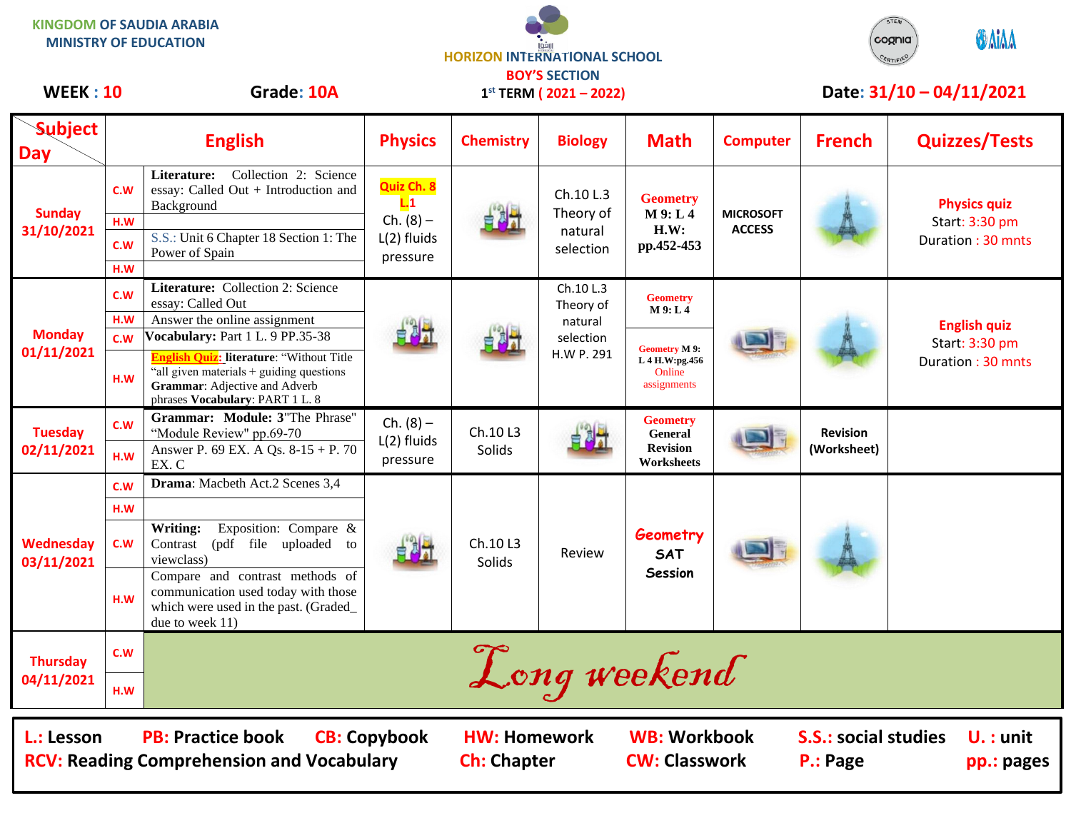KINGDOM OF SAUDIA ARABIA
MINISTRY OF EDUCATION

HORIZON INTERNATIONAL SCHOOL
BOY'S SECTION

**WEEK : 10** **Grade: 10A** **1st TERM ( 2021 – 2022)** **Date: 31/10 – 04/11/2021**

| Day \ Subject | | English | Physics | Chemistry | Biology | Math | Computer | French | Quizzes/Tests |
|---|---|---|---|---|---|---|---|---|---|
| Sunday 31/10/2021 | C.W | **Literature:** Collection 2: Science essay: Called Out + Introduction and Background | Quiz Ch. 8 L.1 Ch. (8) – L(2) fluids pressure | | Ch.10 L.3 Theory of natural selection | **Geometry M 9: L 4 H.W: pp.452-453** | MICROSOFT ACCESS | | **Physics quiz** Start: 3:30 pm Duration : 30 mnts |
| | H.W | | | | | | | | |
| | C.W | S.S.: Unit 6 Chapter 18 Section 1: The Power of Spain | | | | | | | |
| | H.W | | | | | | | | |
| Monday 01/11/2021 | C.W | **Literature:** Collection 2: Science essay: Called Out | | | Ch.10 L.3 Theory of natural selection H.W P. 291 | **Geometry M 9: L 4** | | | **English quiz** Start: 3:30 pm Duration : 30 mnts |
| | H.W | Answer the online assignment | | | | | | | |
| | C.W | **Vocabulary:** Part 1 L. 9 PP.35-38 | | | | Geometry M 9: L 4 H.W:pg.456 Online assignments | | | |
| | H.W | **English Quiz: literature**: "Without Title "all given materials + guiding questions **Grammar**: Adjective and Adverb phrases **Vocabulary**: PART 1 L. 8 | | | | | | | |
| Tuesday 02/11/2021 | C.W | **Grammar: Module:** 3"The Phrase" "Module Review" pp.69-70 | Ch. (8) – L(2) fluids pressure | Ch.10 L3 Solids | | **Geometry General Revision Worksheets** | | Revision (Worksheet) | |
| | H.W | Answer P. 69 EX. A Qs. 8-15 + P. 70 EX. C | | | | | | | |
| Wednesday 03/11/2021 | C.W | **Drama**: Macbeth Act.2 Scenes 3,4 | | Ch.10 L3 Solids | Review | ***Geometry SAT Session*** | | | |
| | H.W | | | | | | | | |
| | C.W | **Writing:** Exposition: Compare & Contrast (pdf file uploaded to viewclass) | | | | | | | |
| | H.W | Compare and contrast methods of communication used today with those which were used in the past. (Graded_ due to week 11) | | | | | | | |
| Thursday 04/11/2021 | C.W | *Long weekend* | | | | | | | |
| | H.W | | | | | | | | |

**L.: Lesson** **PB: Practice book** **CB: Copybook** **HW: Homework** **WB: Workbook** **S.S.: social studies** **U. : unit**
**RCV: Reading Comprehension and Vocabulary** **Ch: Chapter** **CW: Classwork** **P.: Page** **pp.: pages**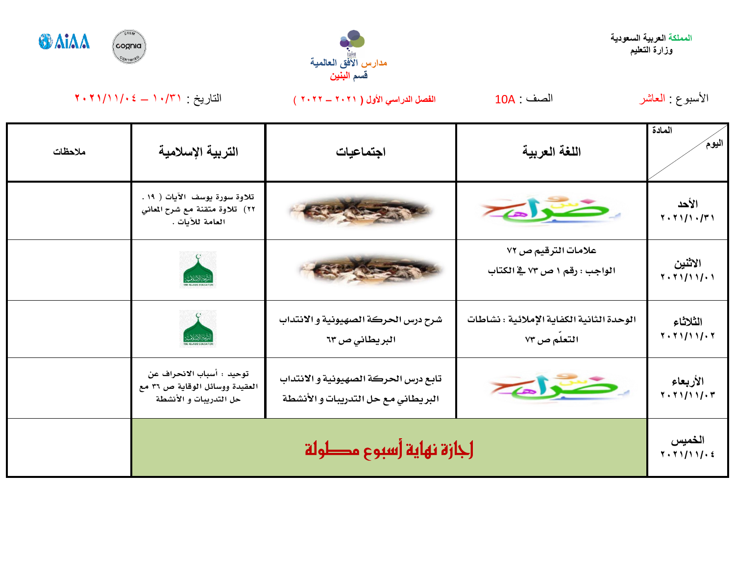المملكة العربية السعودية
وزارة التعليم

مدارس الأفق العالمية
قسم البنين

الأسبوع : العاشر　　الصف : 10A　　الفصل الدراسي الأول ( ٢٠٢١ – ٢٠٢٢ )　　التاريخ : ١٠/٣١ – ٢٠٢١/١١/٠٤

| المادة / اليوم | اللغة العربية | اجتماعيات | التربية الإسلامية | ملاحظات |
|---|---|---|---|---|
| الأحد ٢٠٢١/١٠/٣١ | | | تلاوة سورة يوسف الآيات ( ١٩ . ٢٢) تلاوة متقنة مع شرح المعاني العامة للآيات . | |
| الاثنين ٢٠٢١/١١/٠١ | علامات الترقيم ص ٧٢ الواجب : رقم ١ ص ٧٣ في الكتاب | | | |
| الثلاثاء ٢٠٢١/١١/٠٢ | الوحدة الثانية الكفاية الإملائية : نشاطات التعلّم ص ٧٣ | شرح درس الحركة الصهيونية و الانتداب البريطاني ص ٦٣ | | |
| الأربعاء ٢٠٢١/١١/٠٣ | | تابع درس الحركة الصهيونية و الانتداب البريطاني مع حل التدريبات و الأنشطة | توحيد : أسباب الانحراف عن العقيدة ووسائل الوقاية ص ٣٦ مع حل التدريبات و الأنشطة | |
| الخميس ٢٠٢١/١١/٠٤ | إجازة نهاية أسبوع مطولة | | | |